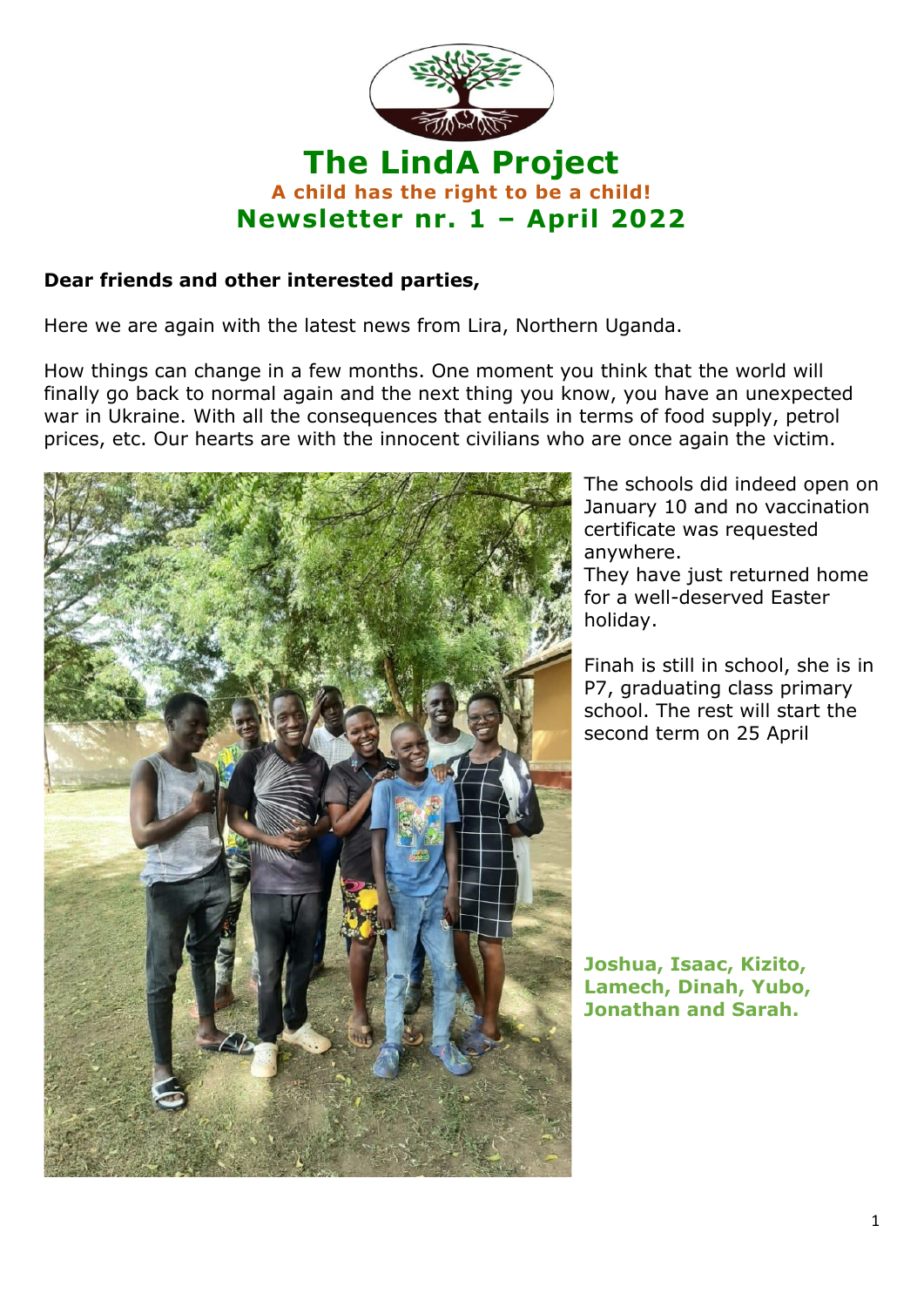# The LindA Project

**A child has the right to be a child!**

## Newsletter nr. 1 – April 2022

**Dear friends and other interested parties,**

Here we are again with the latest news from Lira, Northern Uganda.

How things can change in a few months. One moment you think that the world will finally go back to normal again and the next thing you know, you have an unexpected war in Ukraine. With all the consequences that entails in terms of food supply, petrol prices, etc. Our hearts are with the innocent civilians who are once again the victim.

The schools did indeed open on January 10 and no vaccination certificate was requested anywhere.
They have just returned home for a well-deserved Easter holiday.

Finah is still in school, she is in P7, graduating class primary school. The rest will start the second term on 25 April

**Joshua, Isaac, Kizito, Lamech, Dinah, Yubo, Jonathan and Sarah.**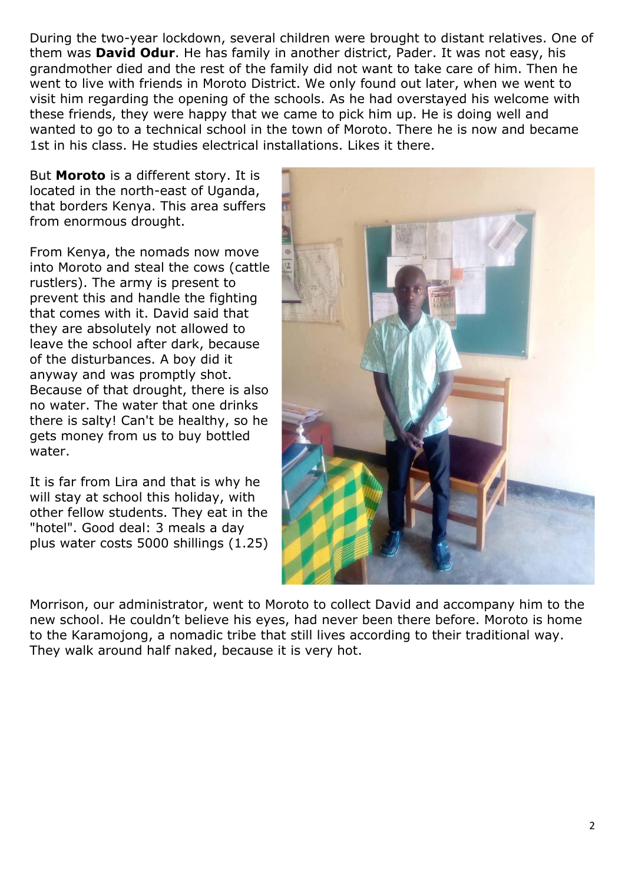During the two-year lockdown, several children were brought to distant relatives. One of them was **David Odur**. He has family in another district, Pader. It was not easy, his grandmother died and the rest of the family did not want to take care of him. Then he went to live with friends in Moroto District. We only found out later, when we went to visit him regarding the opening of the schools. As he had overstayed his welcome with these friends, they were happy that we came to pick him up. He is doing well and wanted to go to a technical school in the town of Moroto. There he is now and became 1st in his class. He studies electrical installations. Likes it there.

But **Moroto** is a different story. It is located in the north-east of Uganda, that borders Kenya. This area suffers from enormous drought.

From Kenya, the nomads now move into Moroto and steal the cows (cattle rustlers). The army is present to prevent this and handle the fighting that comes with it. David said that they are absolutely not allowed to leave the school after dark, because of the disturbances. A boy did it anyway and was promptly shot. Because of that drought, there is also no water. The water that one drinks there is salty! Can't be healthy, so he gets money from us to buy bottled water.

It is far from Lira and that is why he will stay at school this holiday, with other fellow students. They eat in the "hotel". Good deal: 3 meals a day plus water costs 5000 shillings (1.25)

Morrison, our administrator, went to Moroto to collect David and accompany him to the new school. He couldn't believe his eyes, had never been there before. Moroto is home to the Karamojong, a nomadic tribe that still lives according to their traditional way. They walk around half naked, because it is very hot.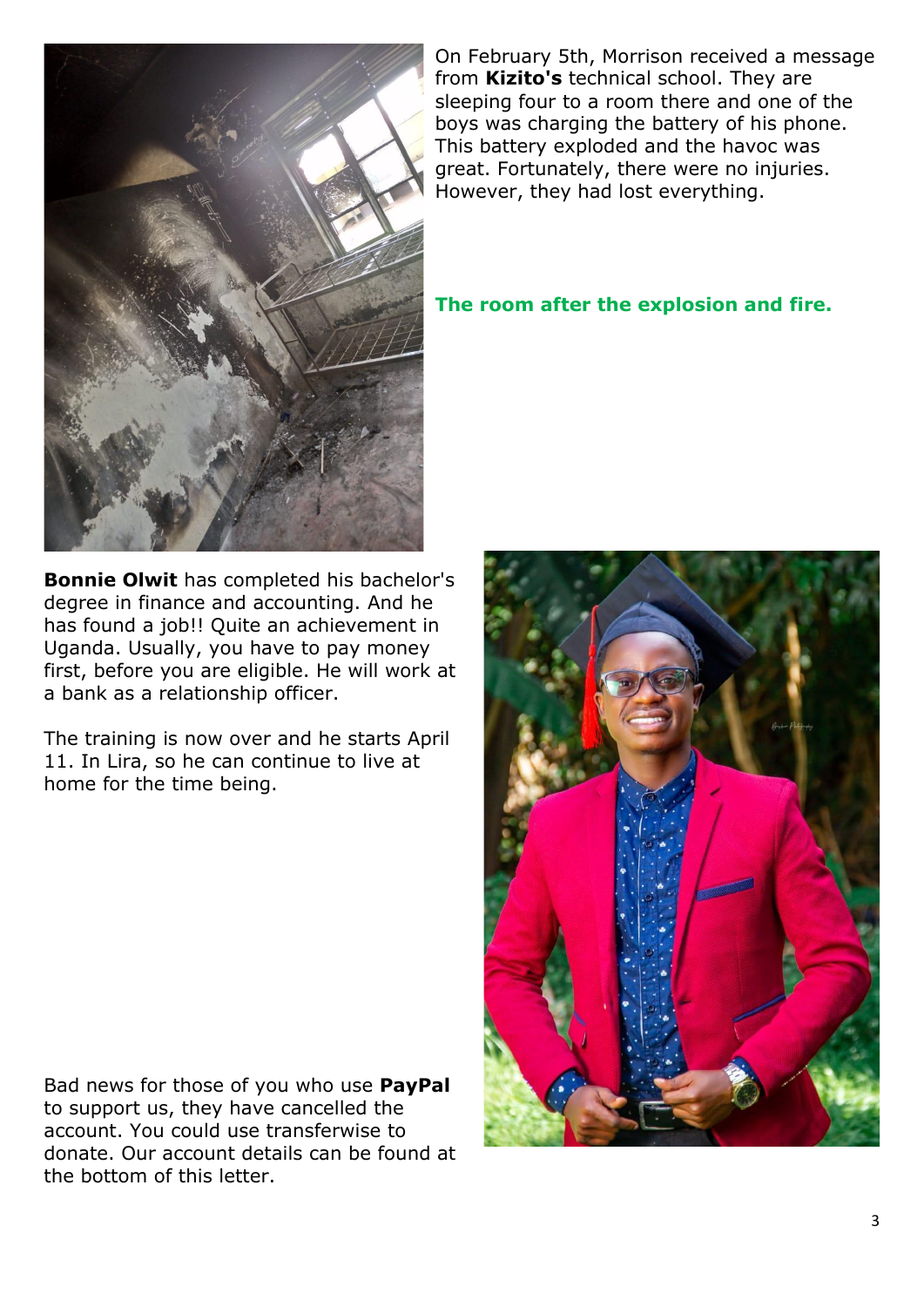On February 5th, Morrison received a message from **Kizito's** technical school. They are sleeping four to a room there and one of the boys was charging the battery of his phone. This battery exploded and the havoc was great. Fortunately, there were no injuries. However, they had lost everything.

**The room after the explosion and fire.**

**Bonnie Olwit** has completed his bachelor's degree in finance and accounting. And he has found a job!! Quite an achievement in Uganda. Usually, you have to pay money first, before you are eligible. He will work at a bank as a relationship officer.

The training is now over and he starts April 11. In Lira, so he can continue to live at home for the time being.

Bad news for those of you who use **PayPal** to support us, they have cancelled the account. You could use transferwise to donate. Our account details can be found at the bottom of this letter.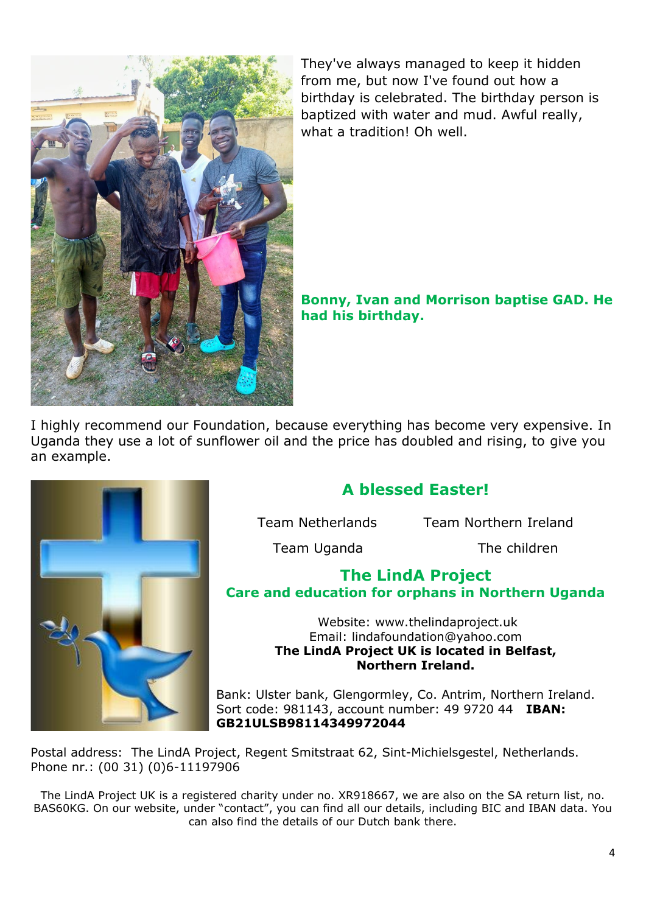They've always managed to keep it hidden from me, but now I've found out how a birthday is celebrated. The birthday person is baptized with water and mud. Awful really, what a tradition! Oh well.

**Bonny, Ivan and Morrison baptise GAD. He had his birthday.**

I highly recommend our Foundation, because everything has become very expensive. In Uganda they use a lot of sunflower oil and the price has doubled and rising, to give you an example.

## A blessed Easter!

Team Netherlands    Team Northern Ireland

Team Uganda    The children

## The LindA Project

### Care and education for orphans in Northern Uganda

Website: www.thelindaproject.uk
Email: lindafoundation@yahoo.com
**The LindA Project UK is located in Belfast, Northern Ireland.**

Bank: Ulster bank, Glengormley, Co. Antrim, Northern Ireland.
Sort code: 981143, account number: 49 9720 44 **IBAN: GB21ULSB98114349972044**

Postal address: The LindA Project, Regent Smitstraat 62, Sint-Michielsgestel, Netherlands.
Phone nr.: (00 31) (0)6-11197906

The LindA Project UK is a registered charity under no. XR918667, we are also on the SA return list, no. BAS60KG. On our website, under "contact", you can find all our details, including BIC and IBAN data. You can also find the details of our Dutch bank there.